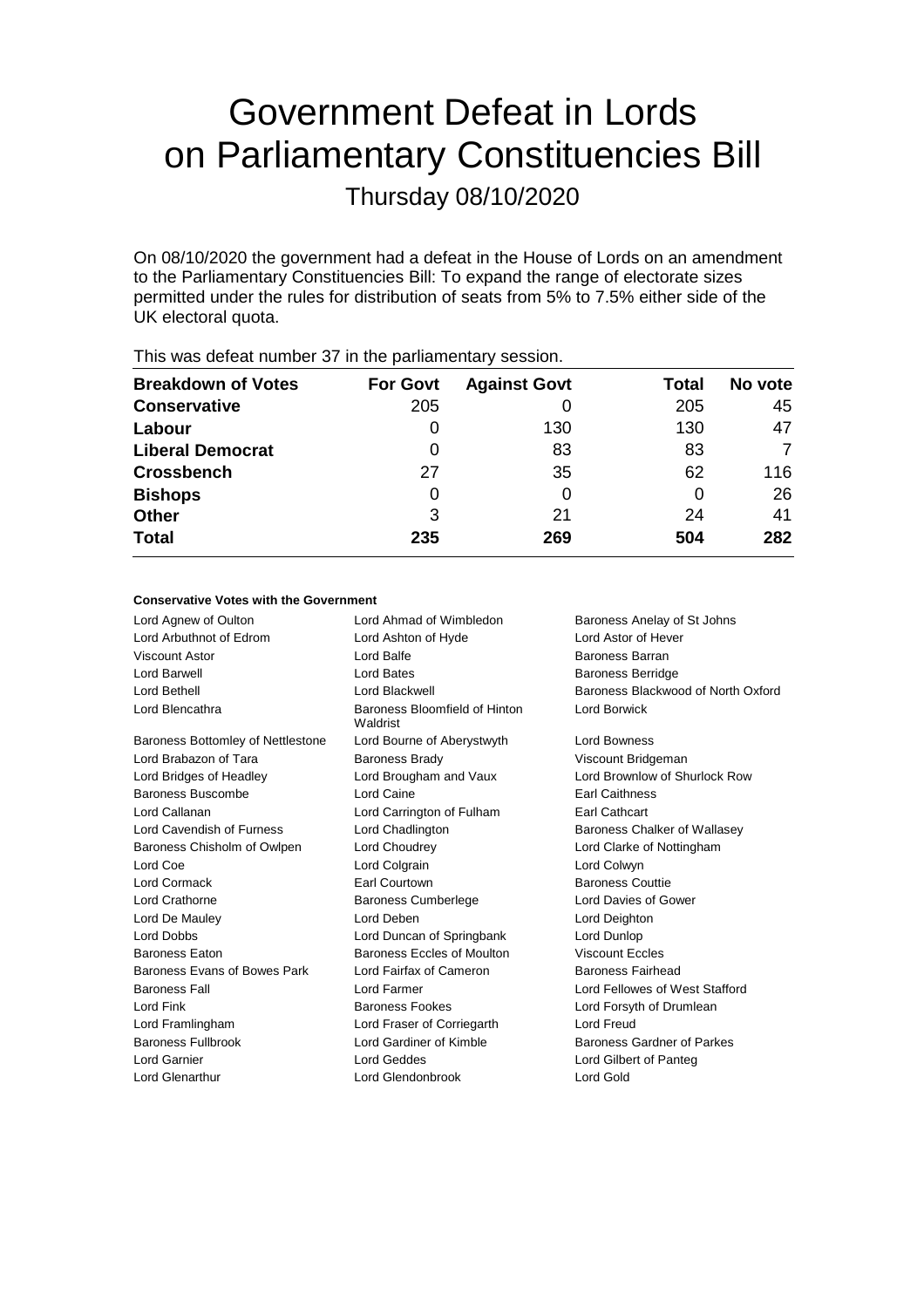# Government Defeat in Lords on Parliamentary Constituencies Bill

Thursday 08/10/2020

On 08/10/2020 the government had a defeat in the House of Lords on an amendment to the Parliamentary Constituencies Bill: To expand the range of electorate sizes permitted under the rules for distribution of seats from 5% to 7.5% either side of the UK electoral quota.

This was defeat number 37 in the parliamentary session.

| Breakdown of Votes | For Govt | Against Govt | Total | No vote |
|---|---|---|---|---|
| **Conservative** | 205 | 0 | 205 | 45 |
| **Labour** | 0 | 130 | 130 | 47 |
| **Liberal Democrat** | 0 | 83 | 83 | 7 |
| **Crossbench** | 27 | 35 | 62 | 116 |
| **Bishops** | 0 | 0 | 0 | 26 |
| **Other** | 3 | 21 | 24 | 41 |
| **Total** | **235** | **269** | **504** | **282** |

**Conservative Votes with the Government**

| | | |
|---|---|---|
| Lord Agnew of Oulton | Lord Ahmad of Wimbledon | Baroness Anelay of St Johns |
| Lord Arbuthnot of Edrom | Lord Ashton of Hyde | Lord Astor of Hever |
| Viscount Astor | Lord Balfe | Baroness Barran |
| Lord Barwell | Lord Bates | Baroness Berridge |
| Lord Bethell | Lord Blackwell | Baroness Blackwood of North Oxford |
| Lord Blencathra | Baroness Bloomfield of Hinton Waldrist | Lord Borwick |
| Baroness Bottomley of Nettlestone | Lord Bourne of Aberystwyth | Lord Bowness |
| Lord Brabazon of Tara | Baroness Brady | Viscount Bridgeman |
| Lord Bridges of Headley | Lord Brougham and Vaux | Lord Brownlow of Shurlock Row |
| Baroness Buscombe | Lord Caine | Earl Caithness |
| Lord Callanan | Lord Carrington of Fulham | Earl Cathcart |
| Lord Cavendish of Furness | Lord Chadlington | Baroness Chalker of Wallasey |
| Baroness Chisholm of Owlpen | Lord Choudrey | Lord Clarke of Nottingham |
| Lord Coe | Lord Colgrain | Lord Colwyn |
| Lord Cormack | Earl Courtown | Baroness Couttie |
| Lord Crathorne | Baroness Cumberlege | Lord Davies of Gower |
| Lord De Mauley | Lord Deben | Lord Deighton |
| Lord Dobbs | Lord Duncan of Springbank | Lord Dunlop |
| Baroness Eaton | Baroness Eccles of Moulton | Viscount Eccles |
| Baroness Evans of Bowes Park | Lord Fairfax of Cameron | Baroness Fairhead |
| Baroness Fall | Lord Farmer | Lord Fellowes of West Stafford |
| Lord Fink | Baroness Fookes | Lord Forsyth of Drumlean |
| Lord Framlingham | Lord Fraser of Corriegarth | Lord Freud |
| Baroness Fullbrook | Lord Gardiner of Kimble | Baroness Gardner of Parkes |
| Lord Garnier | Lord Geddes | Lord Gilbert of Panteg |
| Lord Glenarthur | Lord Glendonbrook | Lord Gold |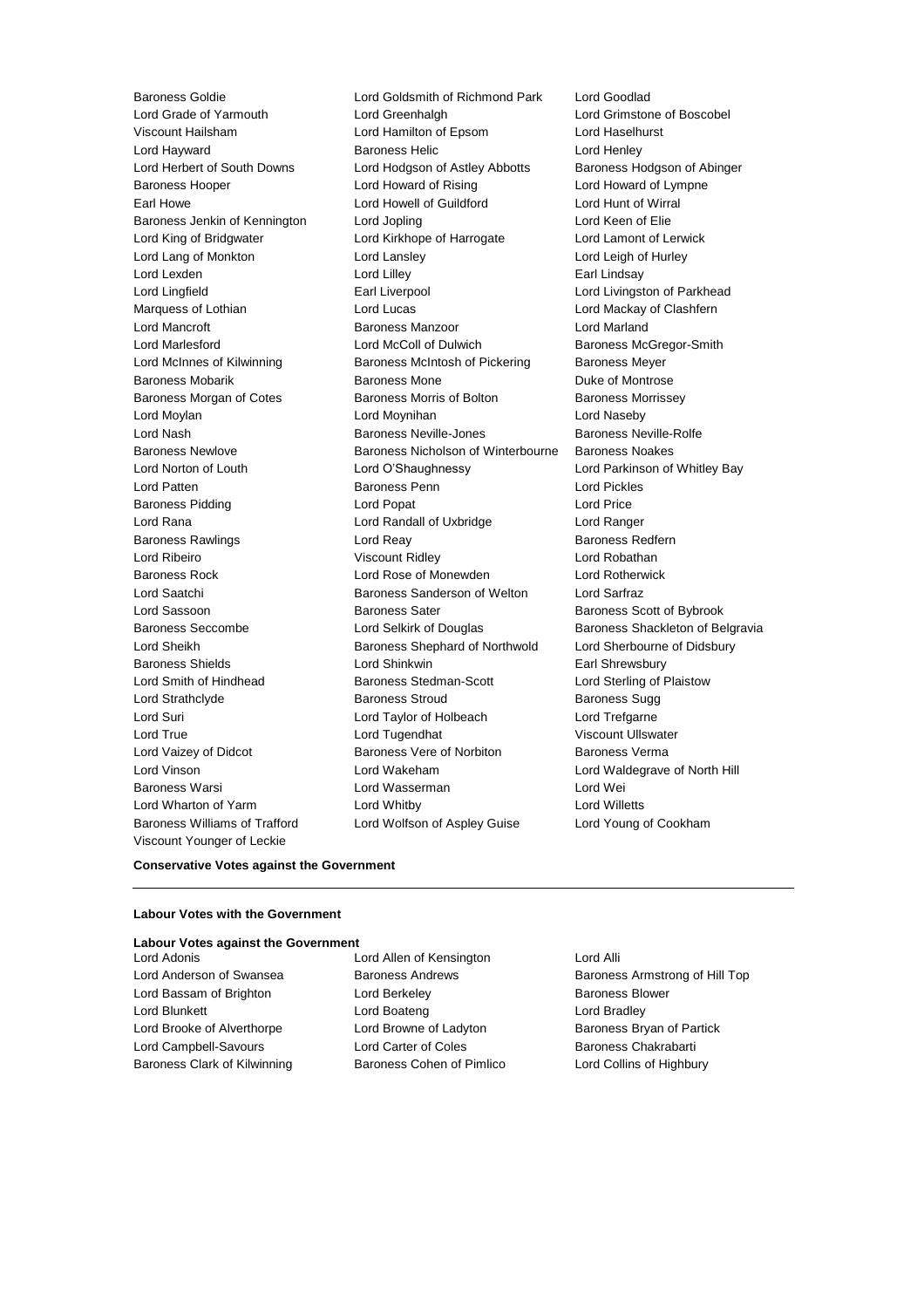Baroness Goldie
Lord Goldsmith of Richmond Park
Lord Goodlad
Lord Grade of Yarmouth
Lord Greenhalgh
Lord Grimstone of Boscobel
Viscount Hailsham
Lord Hamilton of Epsom
Lord Haselhurst
Lord Hayward
Baroness Helic
Lord Henley
Lord Herbert of South Downs
Lord Hodgson of Astley Abbotts
Baroness Hodgson of Abinger
Baroness Hooper
Lord Howard of Rising
Lord Howard of Lympne
Earl Howe
Lord Howell of Guildford
Lord Hunt of Wirral
Baroness Jenkin of Kennington
Lord Jopling
Lord Keen of Elie
Lord King of Bridgwater
Lord Kirkhope of Harrogate
Lord Lamont of Lerwick
Lord Lang of Monkton
Lord Lansley
Lord Leigh of Hurley
Lord Lexden
Lord Lilley
Earl Lindsay
Lord Lingfield
Earl Liverpool
Lord Livingston of Parkhead
Marquess of Lothian
Lord Lucas
Lord Mackay of Clashfern
Lord Mancroft
Baroness Manzoor
Lord Marland
Lord Marlesford
Lord McColl of Dulwich
Baroness McGregor-Smith
Lord McInnes of Kilwinning
Baroness McIntosh of Pickering
Baroness Meyer
Baroness Mobarik
Baroness Mone
Duke of Montrose
Baroness Morgan of Cotes
Baroness Morris of Bolton
Baroness Morrissey
Lord Moylan
Lord Moynihan
Lord Naseby
Lord Nash
Baroness Neville-Jones
Baroness Neville-Rolfe
Baroness Newlove
Baroness Nicholson of Winterbourne
Baroness Noakes
Lord Norton of Louth
Lord O'Shaughnessy
Lord Parkinson of Whitley Bay
Lord Patten
Baroness Penn
Lord Pickles
Baroness Pidding
Lord Popat
Lord Price
Lord Rana
Lord Randall of Uxbridge
Lord Ranger
Baroness Rawlings
Lord Reay
Baroness Redfern
Lord Ribeiro
Viscount Ridley
Lord Robathan
Baroness Rock
Lord Rose of Monewden
Lord Rotherwick
Lord Saatchi
Baroness Sanderson of Welton
Lord Sarfraz
Lord Sassoon
Baroness Sater
Baroness Scott of Bybrook
Baroness Seccombe
Lord Selkirk of Douglas
Baroness Shackleton of Belgravia
Lord Sheikh
Baroness Shephard of Northwold
Lord Sherbourne of Didsbury
Baroness Shields
Lord Shinkwin
Earl Shrewsbury
Lord Smith of Hindhead
Baroness Stedman-Scott
Lord Sterling of Plaistow
Lord Strathclyde
Baroness Stroud
Baroness Sugg
Lord Suri
Lord Taylor of Holbeach
Lord Trefgarne
Lord True
Lord Tugendhat
Viscount Ullswater
Lord Vaizey of Didcot
Baroness Vere of Norbiton
Baroness Verma
Lord Vinson
Lord Wakeham
Lord Waldegrave of North Hill
Baroness Warsi
Lord Wasserman
Lord Wei
Lord Wharton of Yarm
Lord Whitby
Lord Willetts
Baroness Williams of Trafford
Lord Wolfson of Aspley Guise
Lord Young of Cookham
Viscount Younger of Leckie

**Conservative Votes against the Government**

---

**Labour Votes with the Government**

**Labour Votes against the Government**

Lord Adonis
Lord Allen of Kensington
Lord Alli
Lord Anderson of Swansea
Baroness Andrews
Baroness Armstrong of Hill Top
Lord Bassam of Brighton
Lord Berkeley
Baroness Blower
Lord Blunkett
Lord Boateng
Lord Bradley
Lord Brooke of Alverthorpe
Lord Browne of Ladyton
Baroness Bryan of Partick
Lord Campbell-Savours
Lord Carter of Coles
Baroness Chakrabarti
Baroness Clark of Kilwinning
Baroness Cohen of Pimlico
Lord Collins of Highbury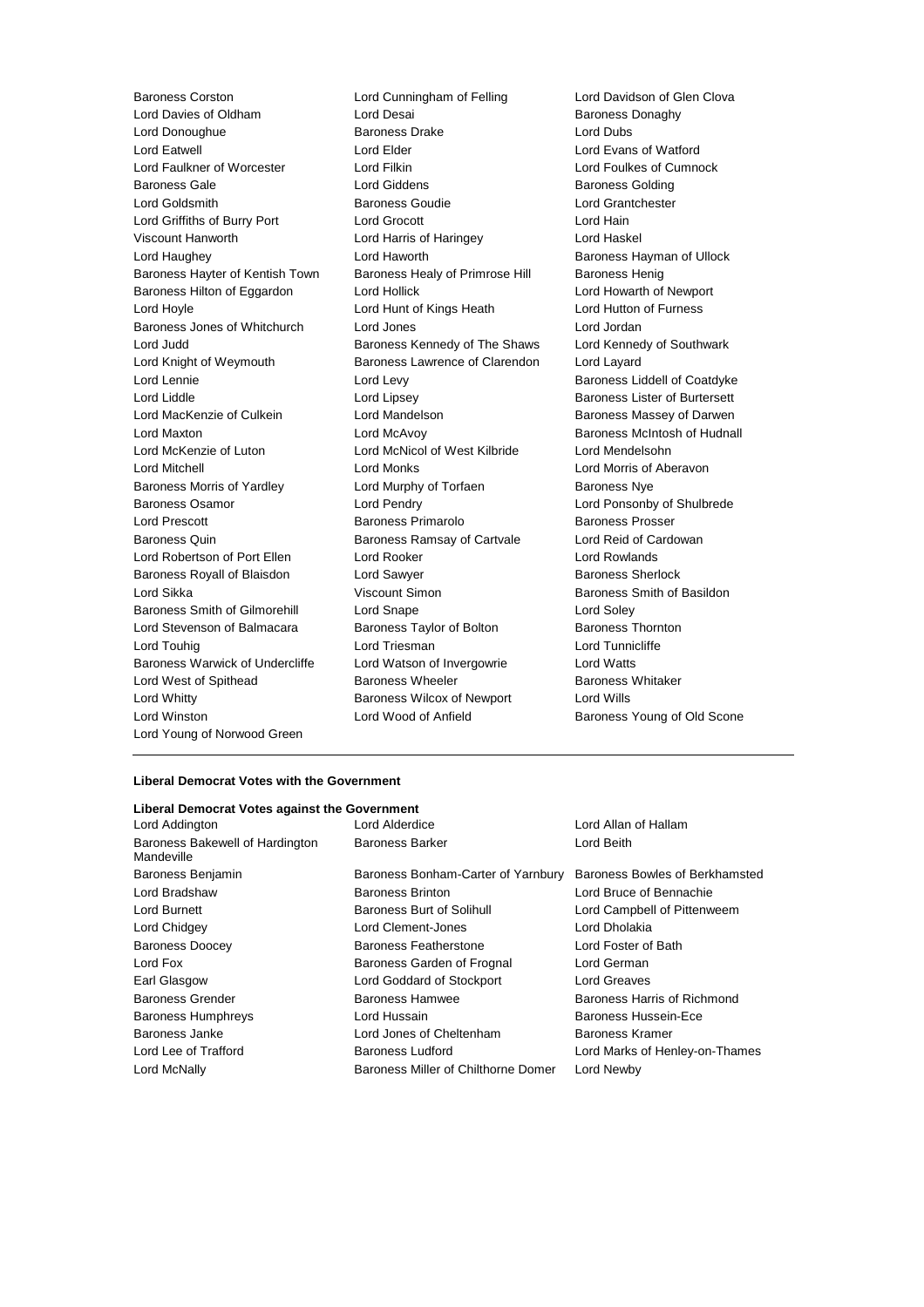Baroness Corston
Lord Cunningham of Felling
Lord Davidson of Glen Clova
Lord Davies of Oldham
Lord Desai
Baroness Donaghy
Lord Donoughue
Baroness Drake
Lord Dubs
Lord Eatwell
Lord Elder
Lord Evans of Watford
Lord Faulkner of Worcester
Lord Filkin
Lord Foulkes of Cumnock
Baroness Gale
Lord Giddens
Baroness Golding
Lord Goldsmith
Baroness Goudie
Lord Grantchester
Lord Griffiths of Burry Port
Lord Grocott
Lord Hain
Viscount Hanworth
Lord Harris of Haringey
Lord Haskel
Lord Haughey
Lord Haworth
Baroness Hayman of Ullock
Baroness Hayter of Kentish Town
Baroness Healy of Primrose Hill
Baroness Henig
Baroness Hilton of Eggardon
Lord Hollick
Lord Howarth of Newport
Lord Hoyle
Lord Hunt of Kings Heath
Lord Hutton of Furness
Baroness Jones of Whitchurch
Lord Jones
Lord Jordan
Lord Judd
Baroness Kennedy of The Shaws
Lord Kennedy of Southwark
Lord Knight of Weymouth
Baroness Lawrence of Clarendon
Lord Layard
Lord Lennie
Lord Levy
Baroness Liddell of Coatdyke
Lord Liddle
Lord Lipsey
Baroness Lister of Burtersett
Lord MacKenzie of Culkein
Lord Mandelson
Baroness Massey of Darwen
Lord Maxton
Lord McAvoy
Baroness McIntosh of Hudnall
Lord McKenzie of Luton
Lord McNicol of West Kilbride
Lord Mendelsohn
Lord Mitchell
Lord Monks
Lord Morris of Aberavon
Baroness Morris of Yardley
Lord Murphy of Torfaen
Baroness Nye
Baroness Osamor
Lord Pendry
Lord Ponsonby of Shulbrede
Lord Prescott
Baroness Primarolo
Baroness Prosser
Baroness Quin
Baroness Ramsay of Cartvale
Lord Reid of Cardowan
Lord Robertson of Port Ellen
Lord Rooker
Lord Rowlands
Baroness Royall of Blaisdon
Lord Sawyer
Baroness Sherlock
Lord Sikka
Viscount Simon
Baroness Smith of Basildon
Baroness Smith of Gilmorehill
Lord Snape
Lord Soley
Lord Stevenson of Balmacara
Baroness Taylor of Bolton
Baroness Thornton
Lord Touhig
Lord Triesman
Lord Tunnicliffe
Baroness Warwick of Undercliffe
Lord Watson of Invergowrie
Lord Watts
Lord West of Spithead
Baroness Wheeler
Baroness Whitaker
Lord Whitty
Baroness Wilcox of Newport
Lord Wills
Lord Winston
Lord Wood of Anfield
Baroness Young of Old Scone
Lord Young of Norwood Green

---

**Liberal Democrat Votes with the Government**

**Liberal Democrat Votes against the Government**

Lord Addington
Lord Alderdice
Lord Allan of Hallam
Baroness Bakewell of Hardington Mandeville
Baroness Barker
Lord Beith
Baroness Benjamin
Baroness Bonham-Carter of Yarnbury
Baroness Bowles of Berkhamsted
Lord Bradshaw
Baroness Brinton
Lord Bruce of Bennachie
Lord Burnett
Baroness Burt of Solihull
Lord Campbell of Pittenweem
Lord Chidgey
Lord Clement-Jones
Lord Dholakia
Baroness Doocey
Baroness Featherstone
Lord Foster of Bath
Lord Fox
Baroness Garden of Frognal
Lord German
Earl Glasgow
Lord Goddard of Stockport
Lord Greaves
Baroness Grender
Baroness Hamwee
Baroness Harris of Richmond
Baroness Humphreys
Lord Hussain
Baroness Hussein-Ece
Baroness Janke
Lord Jones of Cheltenham
Baroness Kramer
Lord Lee of Trafford
Baroness Ludford
Lord Marks of Henley-on-Thames
Lord McNally
Baroness Miller of Chilthorne Domer
Lord Newby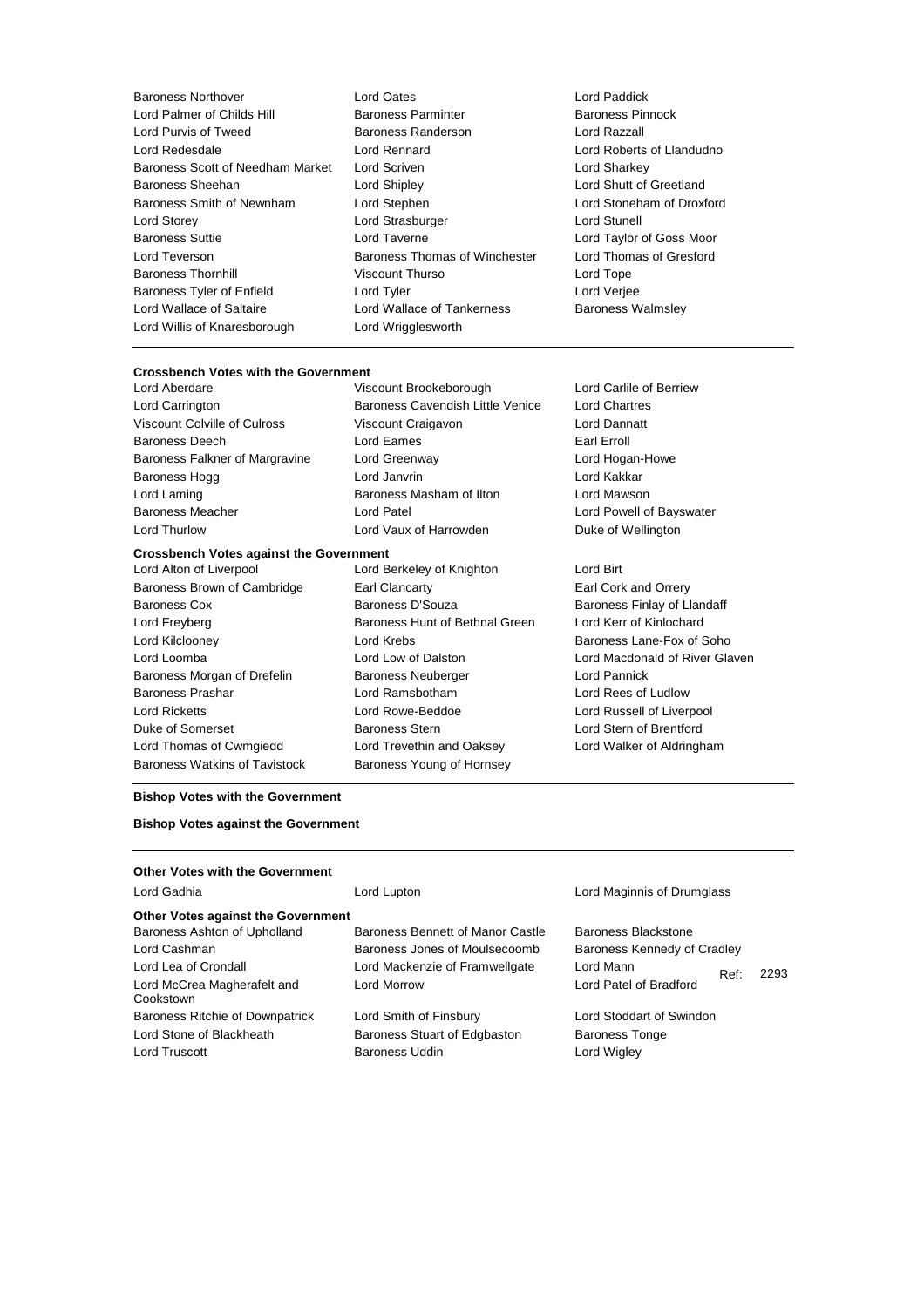| | | |
|---|---|---|
| Baroness Northover | Lord Oates | Lord Paddick |
| Lord Palmer of Childs Hill | Baroness Parminter | Baroness Pinnock |
| Lord Purvis of Tweed | Baroness Randerson | Lord Razzall |
| Lord Redesdale | Lord Rennard | Lord Roberts of Llandudno |
| Baroness Scott of Needham Market | Lord Scriven | Lord Sharkey |
| Baroness Sheehan | Lord Shipley | Lord Shutt of Greetland |
| Baroness Smith of Newnham | Lord Stephen | Lord Stoneham of Droxford |
| Lord Storey | Lord Strasburger | Lord Stunell |
| Baroness Suttie | Lord Taverne | Lord Taylor of Goss Moor |
| Lord Teverson | Baroness Thomas of Winchester | Lord Thomas of Gresford |
| Baroness Thornhill | Viscount Thurso | Lord Tope |
| Baroness Tyler of Enfield | Lord Tyler | Lord Verjee |
| Lord Wallace of Saltaire | Lord Wallace of Tankerness | Baroness Walmsley |
| Lord Willis of Knaresborough | Lord Wrigglesworth | |

**Crossbench Votes with the Government**

| | | |
|---|---|---|
| Lord Aberdare | Viscount Brookeborough | Lord Carlile of Berriew |
| Lord Carrington | Baroness Cavendish Little Venice | Lord Chartres |
| Viscount Colville of Culross | Viscount Craigavon | Lord Dannatt |
| Baroness Deech | Lord Eames | Earl Erroll |
| Baroness Falkner of Margravine | Lord Greenway | Lord Hogan-Howe |
| Baroness Hogg | Lord Janvrin | Lord Kakkar |
| Lord Laming | Baroness Masham of Ilton | Lord Mawson |
| Baroness Meacher | Lord Patel | Lord Powell of Bayswater |
| Lord Thurlow | Lord Vaux of Harrowden | Duke of Wellington |

**Crossbench Votes against the Government**

| | | |
|---|---|---|
| Lord Alton of Liverpool | Lord Berkeley of Knighton | Lord Birt |
| Baroness Brown of Cambridge | Earl Clancarty | Earl Cork and Orrery |
| Baroness Cox | Baroness D'Souza | Baroness Finlay of Llandaff |
| Lord Freyberg | Baroness Hunt of Bethnal Green | Lord Kerr of Kinlochard |
| Lord Kilclooney | Lord Krebs | Baroness Lane-Fox of Soho |
| Lord Loomba | Lord Low of Dalston | Lord Macdonald of River Glaven |
| Baroness Morgan of Drefelin | Baroness Neuberger | Lord Pannick |
| Baroness Prashar | Lord Ramsbotham | Lord Rees of Ludlow |
| Lord Ricketts | Lord Rowe-Beddoe | Lord Russell of Liverpool |
| Duke of Somerset | Baroness Stern | Lord Stern of Brentford |
| Lord Thomas of Cwmgiedd | Lord Trevethin and Oaksey | Lord Walker of Aldringham |
| Baroness Watkins of Tavistock | Baroness Young of Hornsey | |

**Bishop Votes with the Government**

**Bishop Votes against the Government**

**Other Votes with the Government**

| | | |
|---|---|---|
| Lord Gadhia | Lord Lupton | Lord Maginnis of Drumglass |

**Other Votes against the Government**

| | | |
|---|---|---|
| Baroness Ashton of Upholland | Baroness Bennett of Manor Castle | Baroness Blackstone |
| Lord Cashman | Baroness Jones of Moulsecoomb | Baroness Kennedy of Cradley |
| Lord Lea of Crondall | Lord Mackenzie of Framwellgate | Lord Mann |
| Lord McCrea Magherafelt and Cookstown | Lord Morrow | Lord Patel of Bradford |
| Baroness Ritchie of Downpatrick | Lord Smith of Finsbury | Lord Stoddart of Swindon |
| Lord Stone of Blackheath | Baroness Stuart of Edgbaston | Baroness Tonge |
| Lord Truscott | Baroness Uddin | Lord Wigley |

Ref: 2293